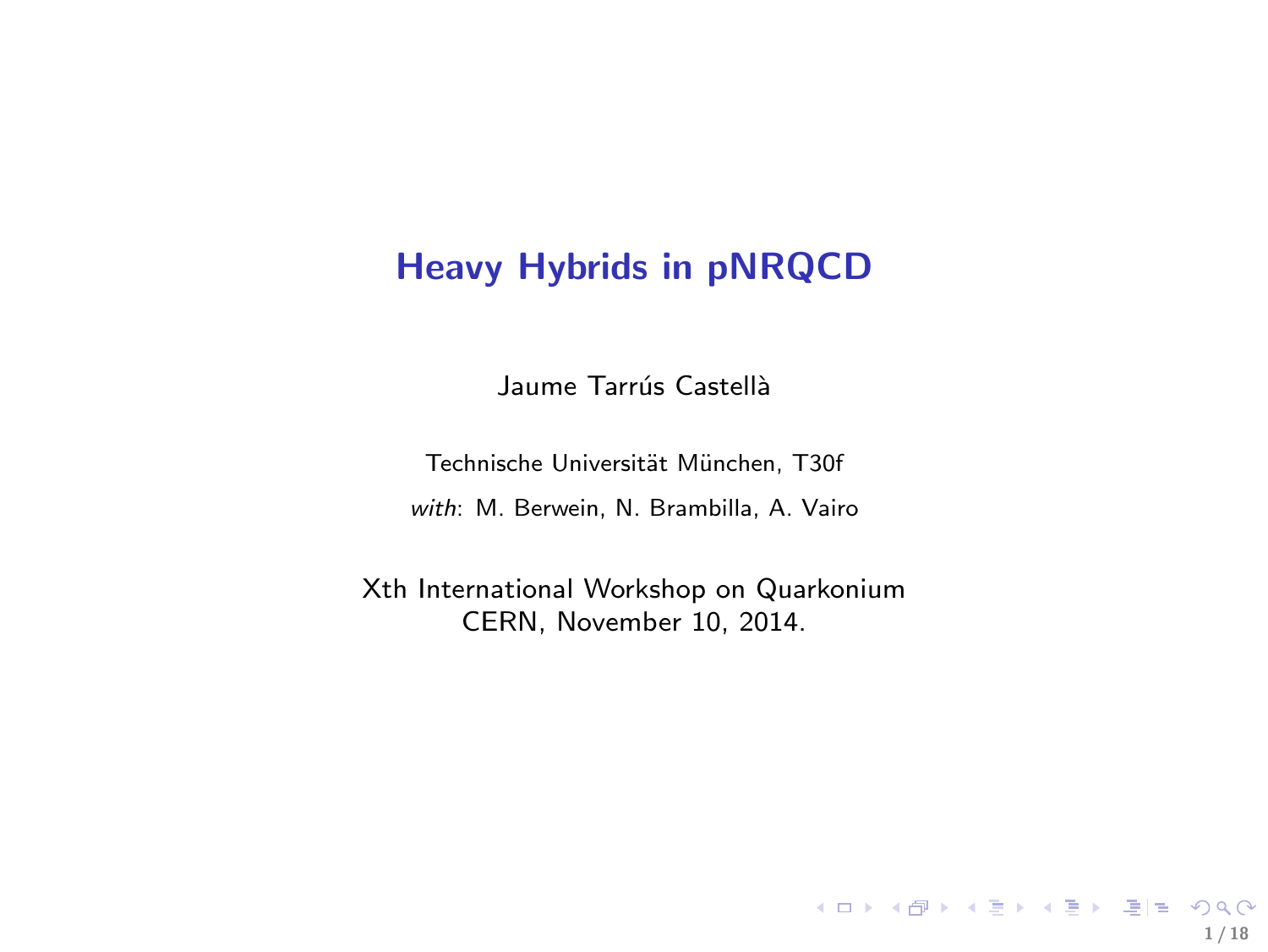# Heavy Hybrids in pNRQCD

Jaume Tarrús Castellà

Technische Universität München, T30f

*with*: M. Berwein, N. Brambilla, A. Vairo

Xth International Workshop on Quarkonium
CERN, November 10, 2014.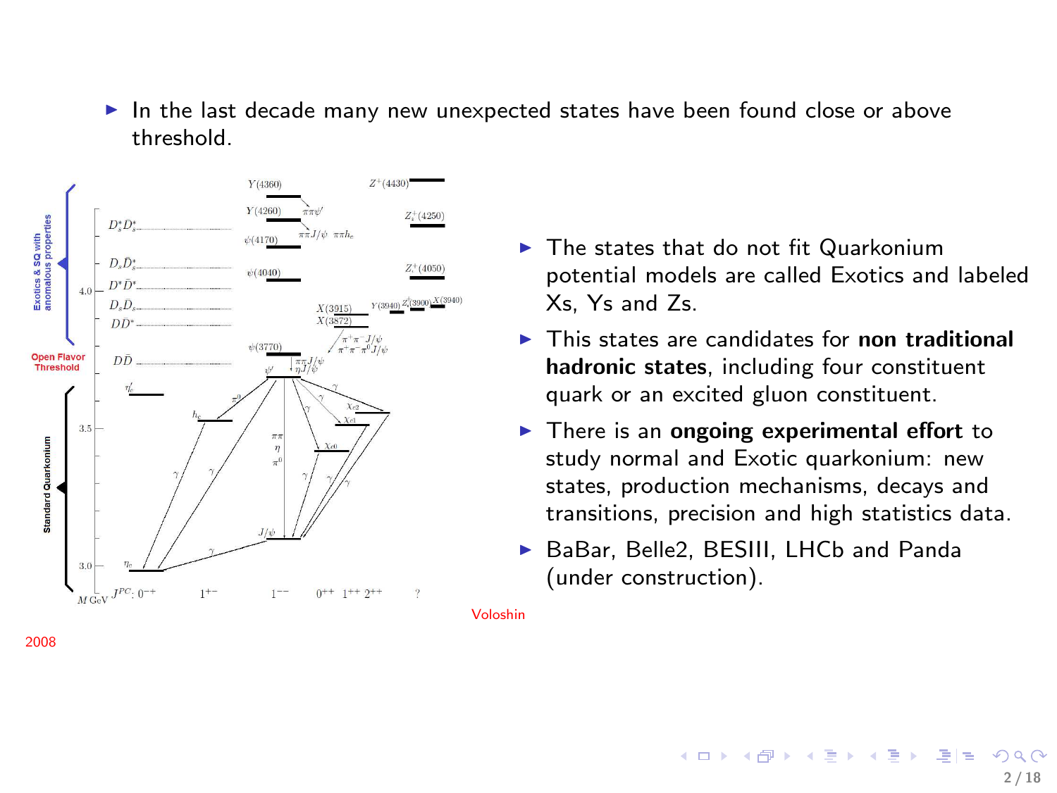- In the last decade many new unexpected states have been found close or above threshold.

- The states that do not fit Quarkonium potential models are called Exotics and labeled Xs, Ys and Zs.
- This states are candidates for **non traditional hadronic states**, including four constituent quark or an excited gluon constituent.
- There is an **ongoing experimental effort** to study normal and Exotic quarkonium: new states, production mechanisms, decays and transitions, precision and high statistics data.
- BaBar, Belle2, BESIII, LHCb and Panda (under construction).

Voloshin

2008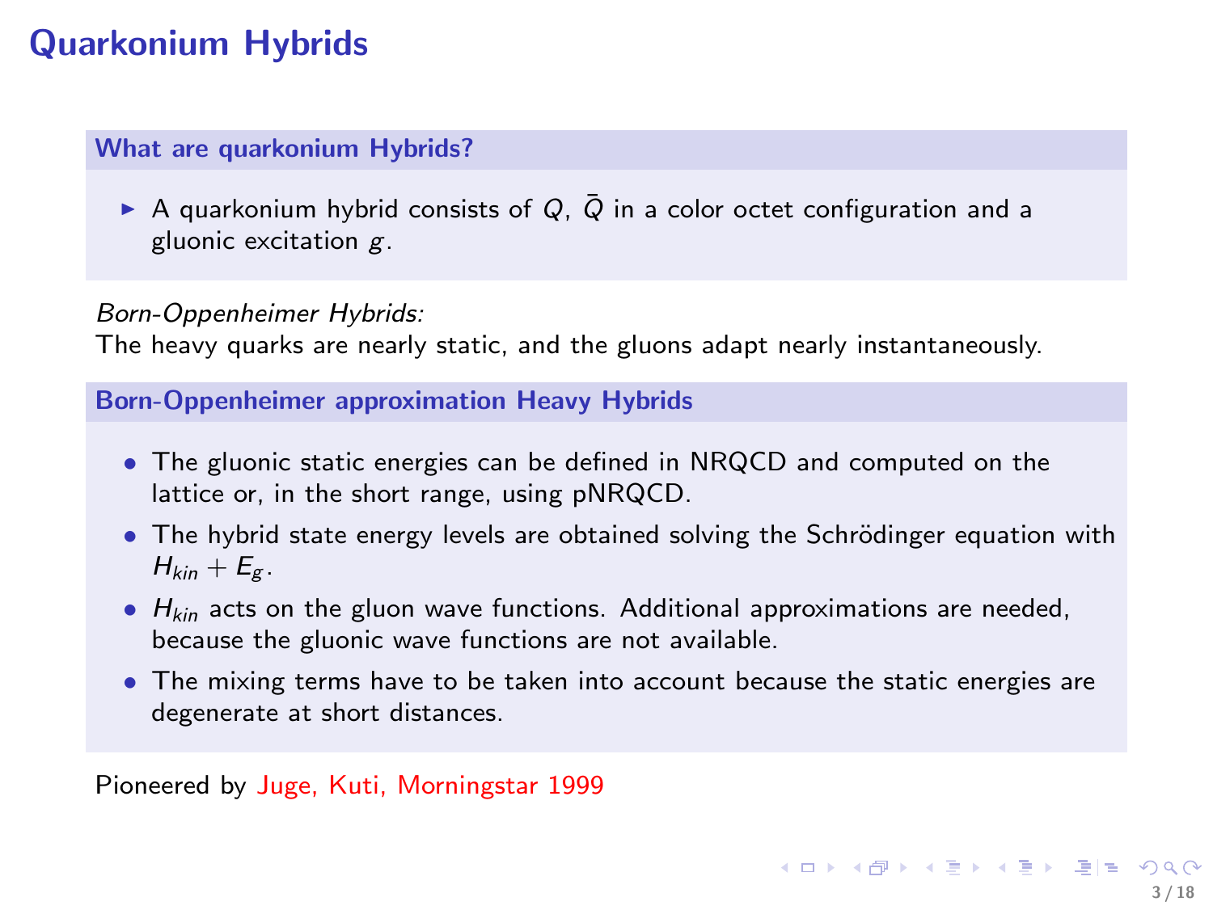# Quarkonium Hybrids

### What are quarkonium Hybrids?

- A quarkonium hybrid consists of $Q$, $\bar{Q}$ in a color octet configuration and a gluonic excitation $g$.

*Born-Oppenheimer Hybrids:*
The heavy quarks are nearly static, and the gluons adapt nearly instantaneously.

### Born-Oppenheimer approximation Heavy Hybrids

- The gluonic static energies can be defined in NRQCD and computed on the lattice or, in the short range, using pNRQCD.
- The hybrid state energy levels are obtained solving the Schrödinger equation with $H_{kin} + E_g$.
- $H_{kin}$ acts on the gluon wave functions. Additional approximations are needed, because the gluonic wave functions are not available.
- The mixing terms have to be taken into account because the static energies are degenerate at short distances.

Pioneered by Juge, Kuti, Morningstar 1999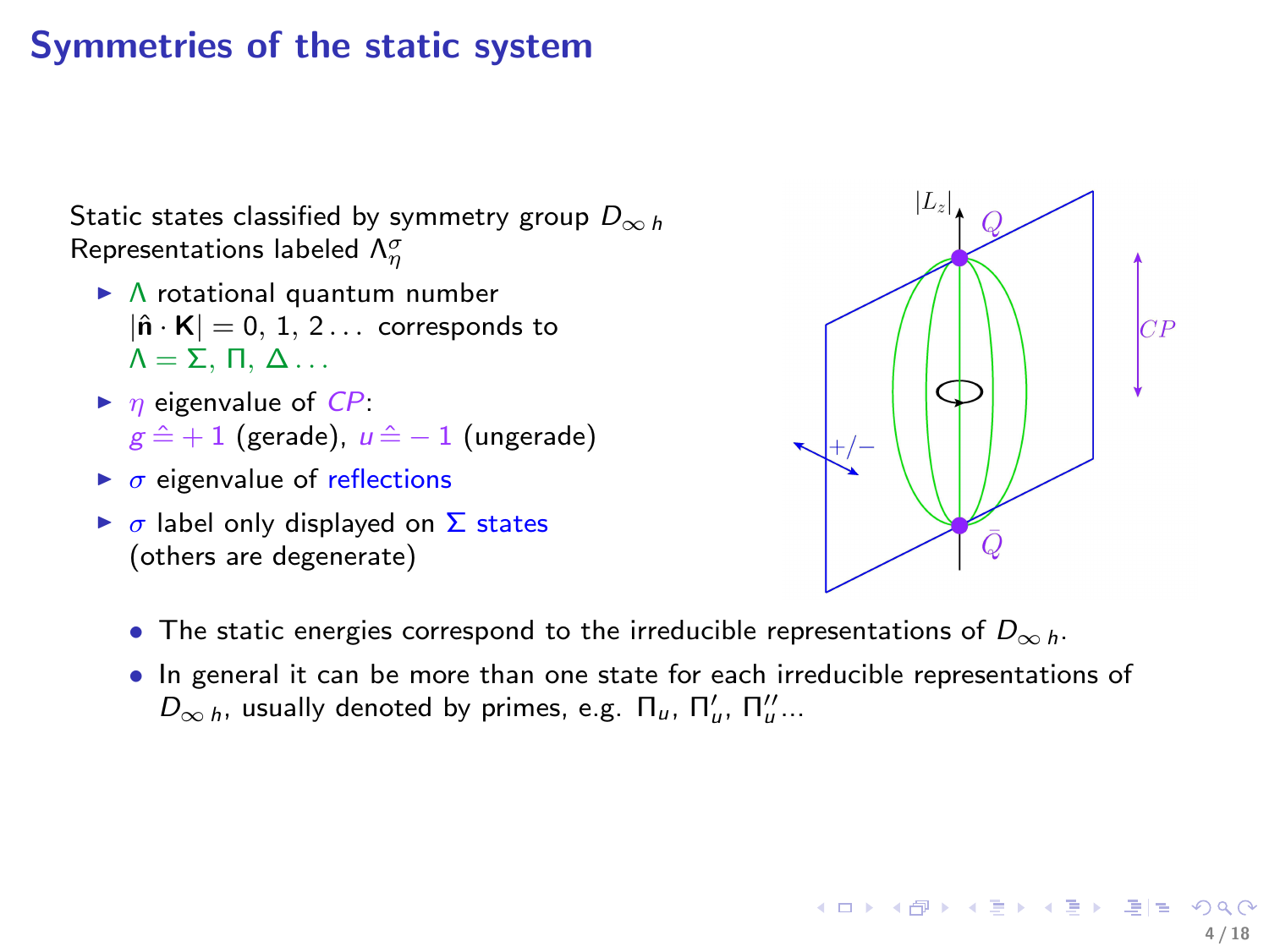# Symmetries of the static system

Static states classified by symmetry group $D_{\infty\, h}$
Representations labeled $\Lambda_\eta^\sigma$

- $\Lambda$ rotational quantum number $|\hat{\mathbf{n}} \cdot \mathbf{K}| = 0,\, 1,\, 2 \ldots$ corresponds to $\Lambda = \Sigma,\, \Pi,\, \Delta \ldots$
- $\eta$ eigenvalue of $CP$: $g \,\hat{=} + 1$ (gerade), $u \,\hat{=} - 1$ (ungerade)
- $\sigma$ eigenvalue of reflections
- $\sigma$ label only displayed on $\Sigma$ states (others are degenerate)

- The static energies correspond to the irreducible representations of $D_{\infty\, h}$.
- In general it can be more than one state for each irreducible representations of $D_{\infty\, h}$, usually denoted by primes, e.g. $\Pi_u$, $\Pi_u'$, $\Pi_u''$...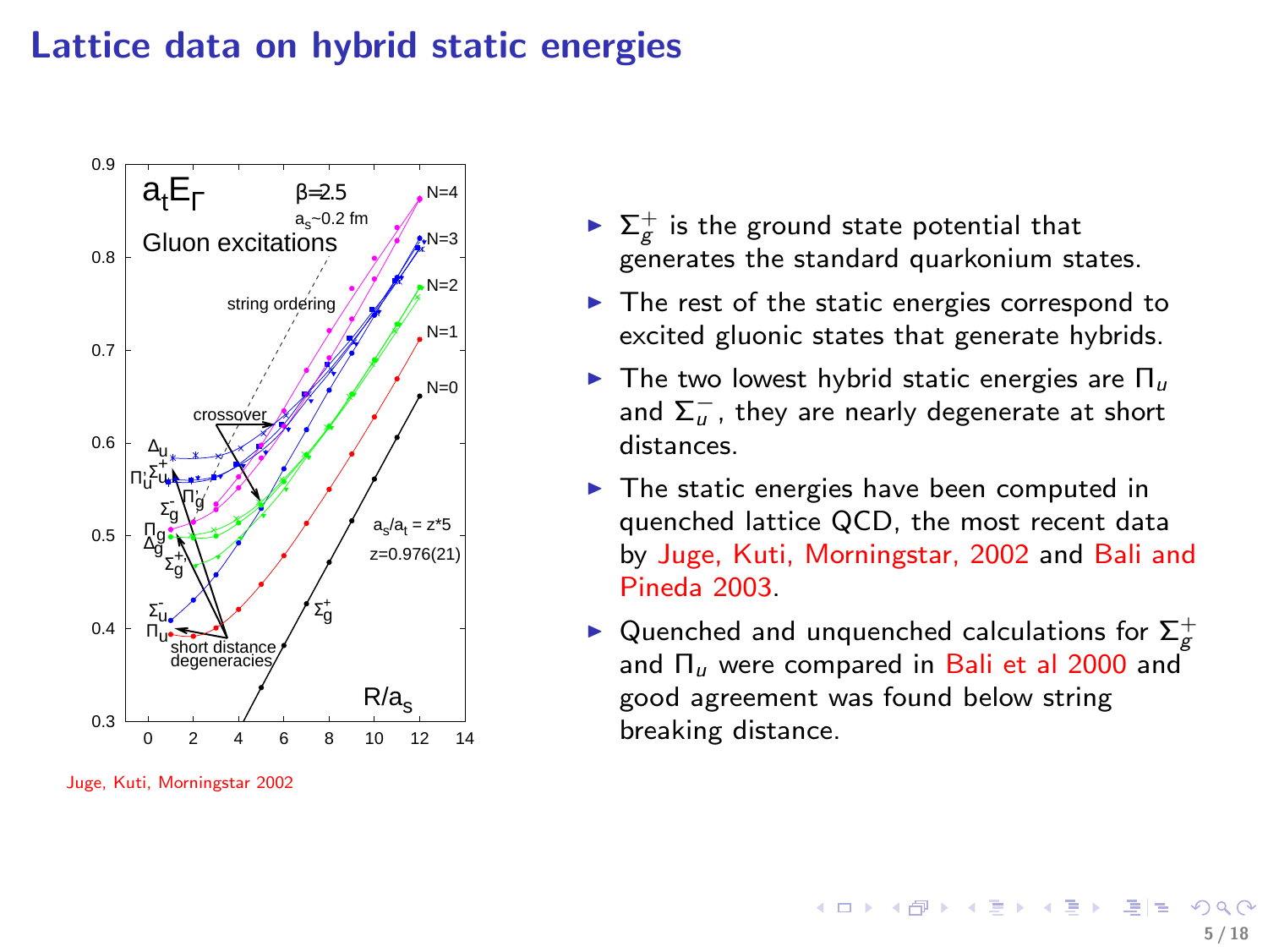# Lattice data on hybrid static energies

Juge, Kuti, Morningstar 2002

- $\Sigma_g^+$ is the ground state potential that generates the standard quarkonium states.
- The rest of the static energies correspond to excited gluonic states that generate hybrids.
- The two lowest hybrid static energies are $\Pi_u$ and $\Sigma_u^-$, they are nearly degenerate at short distances.
- The static energies have been computed in quenched lattice QCD, the most recent data by Juge, Kuti, Morningstar, 2002 and Bali and Pineda 2003.
- Quenched and unquenched calculations for $\Sigma_g^+$ and $\Pi_u$ were compared in Bali et al 2000 and good agreement was found below string breaking distance.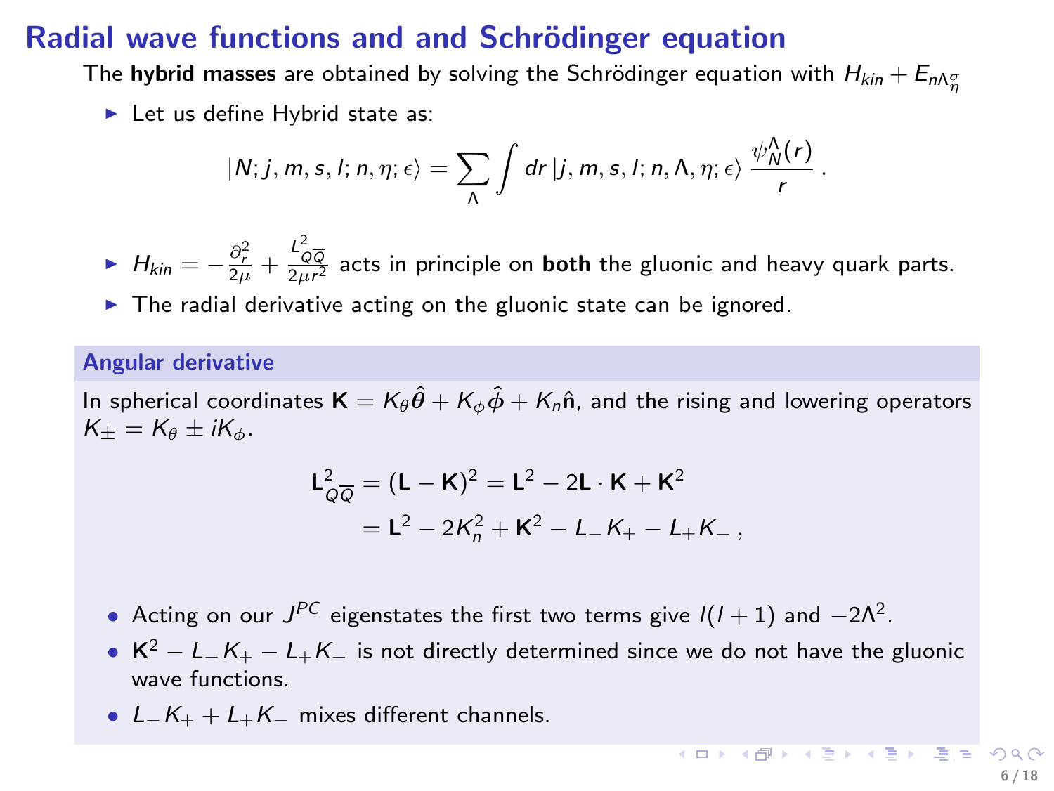# Radial wave functions and and Schrödinger equation

The **hybrid masses** are obtained by solving the Schrödinger equation with $H_{kin} + E_{n\Lambda_\eta^\sigma}$

- Let us define Hybrid state as:

$$|N; j, m, s, l; n, \eta; \epsilon\rangle = \sum_{\Lambda} \int dr \, |j, m, s, l; n, \Lambda, \eta; \epsilon\rangle \, \frac{\psi_N^\Lambda(r)}{r} \, .$$

- $H_{kin} = -\frac{\partial_r^2}{2\mu} + \frac{L_{Q\overline{Q}}^2}{2\mu r^2}$ acts in principle on **both** the gluonic and heavy quark parts.
- The radial derivative acting on the gluonic state can be ignored.

### Angular derivative

In spherical coordinates $\mathbf{K} = K_\theta \hat{\boldsymbol{\theta}} + K_\phi \hat{\boldsymbol{\phi}} + K_n \hat{\mathbf{n}}$, and the rising and lowering operators $K_\pm = K_\theta \pm i K_\phi$.

$$\begin{aligned}
\mathbf{L}_{Q\overline{Q}}^2 &= (\mathbf{L} - \mathbf{K})^2 = \mathbf{L}^2 - 2\mathbf{L} \cdot \mathbf{K} + \mathbf{K}^2 \\
&= \mathbf{L}^2 - 2K_n^2 + \mathbf{K}^2 - L_- K_+ - L_+ K_- \, ,
\end{aligned}$$

- Acting on our $J^{PC}$ eigenstates the first two terms give $l(l+1)$ and $-2\Lambda^2$.
- $\mathbf{K}^2 - L_- K_+ - L_+ K_-$ is not directly determined since we do not have the gluonic wave functions.
- $L_- K_+ + L_+ K_-$ mixes different channels.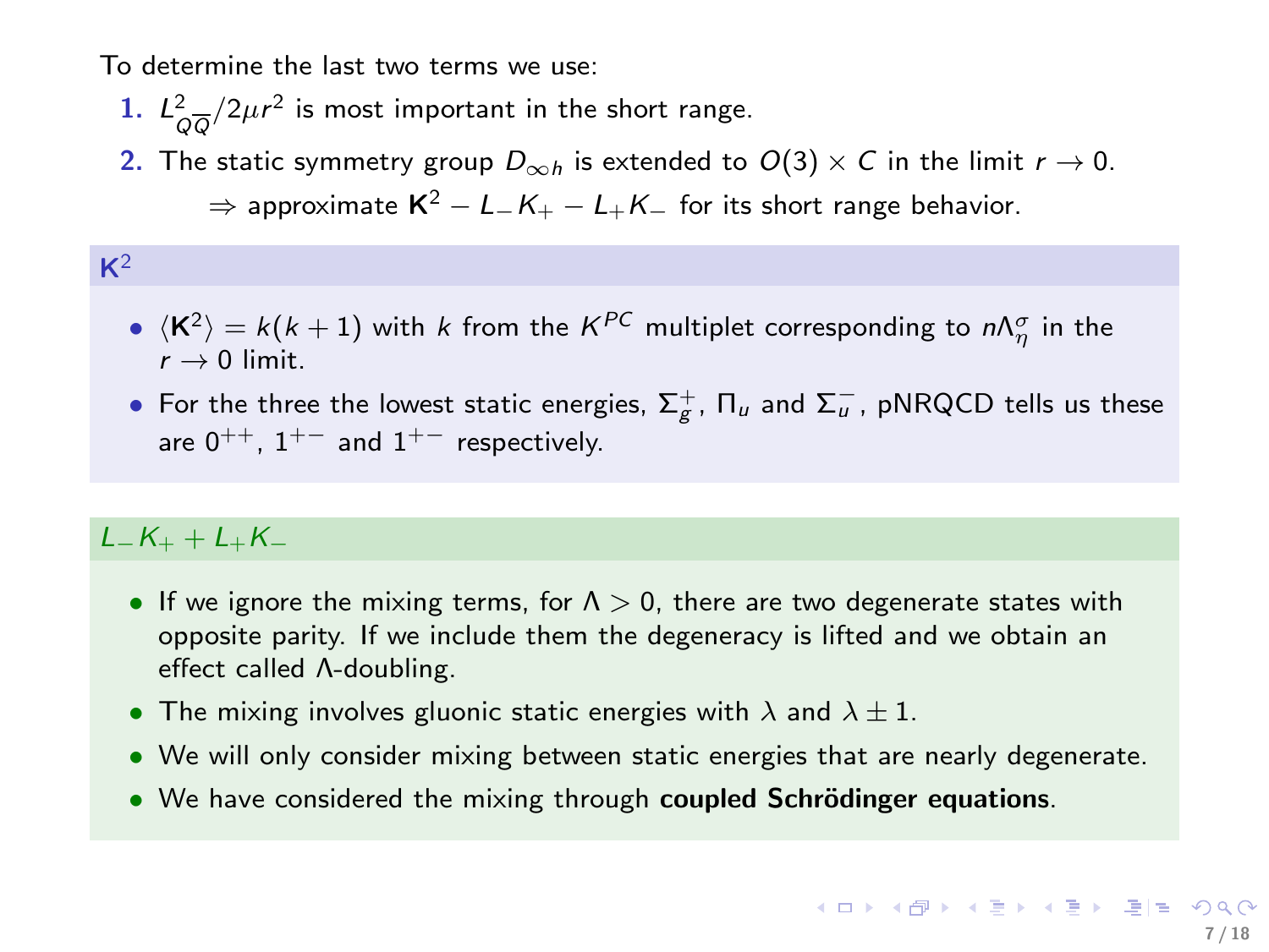To determine the last two terms we use:

1. $L^2_{Q\overline{Q}}/2\mu r^2$ is most important in the short range.
2. The static symmetry group $D_{\infty h}$ is extended to $O(3) \times C$ in the limit $r \to 0$.

   $\Rightarrow$ approximate $\mathbf{K}^2 - L_- K_+ - L_+ K_-$ for its short range behavior.

### $\mathbf{K}^2$

- $\langle \mathbf{K}^2 \rangle = k(k+1)$ with $k$ from the $K^{PC}$ multiplet corresponding to $n\Lambda^\sigma_\eta$ in the $r \to 0$ limit.
- For the three the lowest static energies, $\Sigma_g^+$, $\Pi_u$ and $\Sigma_u^-$, pNRQCD tells us these are $0^{++}$, $1^{+-}$ and $1^{+-}$ respectively.

### $L_- K_+ + L_+ K_-$

- If we ignore the mixing terms, for $\Lambda > 0$, there are two degenerate states with opposite parity. If we include them the degeneracy is lifted and we obtain an effect called $\Lambda$-doubling.
- The mixing involves gluonic static energies with $\lambda$ and $\lambda \pm 1$.
- We will only consider mixing between static energies that are nearly degenerate.
- We have considered the mixing through **coupled Schrödinger equations**.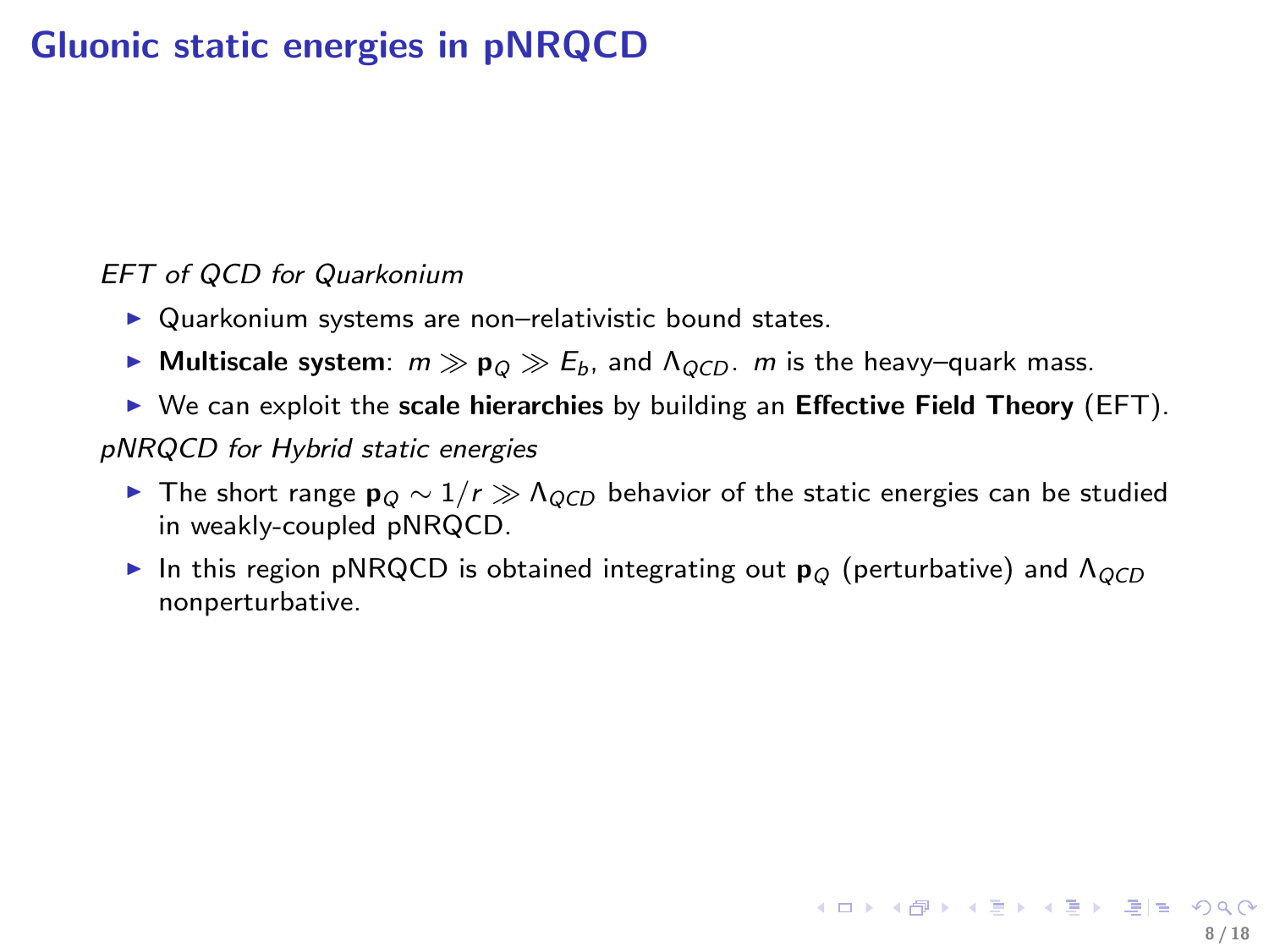# Gluonic static energies in pNRQCD

*EFT of QCD for Quarkonium*

- Quarkonium systems are non–relativistic bound states.
- **Multiscale system**: $m \gg \mathbf{p}_Q \gg E_b$, and $\Lambda_{QCD}$. $m$ is the heavy–quark mass.
- We can exploit the **scale hierarchies** by building an **Effective Field Theory** (EFT).

*pNRQCD for Hybrid static energies*

- The short range $\mathbf{p}_Q \sim 1/r \gg \Lambda_{QCD}$ behavior of the static energies can be studied in weakly-coupled pNRQCD.
- In this region pNRQCD is obtained integrating out $\mathbf{p}_Q$ (perturbative) and $\Lambda_{QCD}$ nonperturbative.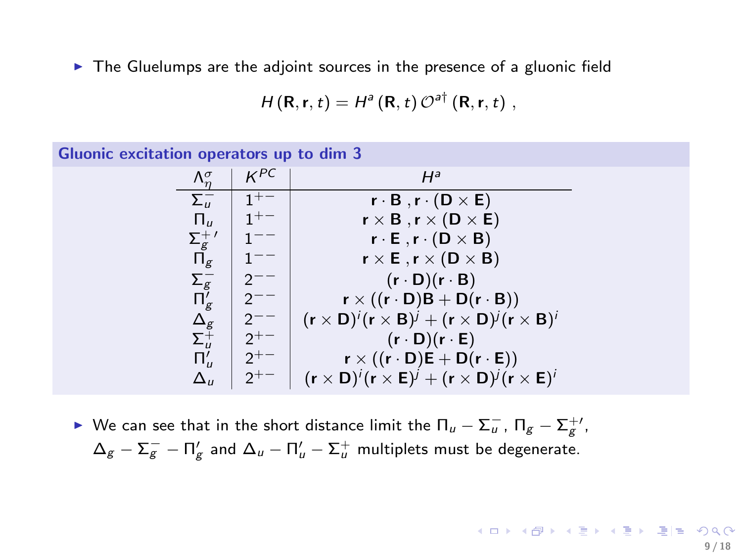- The Gluelumps are the adjoint sources in the presence of a gluonic field

$$H(\mathbf{R}, \mathbf{r}, t) = H^a(\mathbf{R}, t)\, \mathcal{O}^{a\dagger}(\mathbf{R}, \mathbf{r}, t)\ ,$$

**Gluonic excitation operators up to dim 3**

| $\Lambda_\eta^\sigma$ | $K^{PC}$ | $H^a$ |
|---|---|---|
| $\Sigma_u^-$ | $1^{+-}$ | $\mathbf{r}\cdot\mathbf{B}\ ,\mathbf{r}\cdot(\mathbf{D}\times\mathbf{E})$ |
| $\Pi_u$ | $1^{+-}$ | $\mathbf{r}\times\mathbf{B}\ ,\mathbf{r}\times(\mathbf{D}\times\mathbf{E})$ |
| $\Sigma_g^{+\prime}$ | $1^{--}$ | $\mathbf{r}\cdot\mathbf{E}\ ,\mathbf{r}\cdot(\mathbf{D}\times\mathbf{B})$ |
| $\Pi_g$ | $1^{--}$ | $\mathbf{r}\times\mathbf{E}\ ,\mathbf{r}\times(\mathbf{D}\times\mathbf{B})$ |
| $\Sigma_g^-$ | $2^{--}$ | $(\mathbf{r}\cdot\mathbf{D})(\mathbf{r}\cdot\mathbf{B})$ |
| $\Pi_g'$ | $2^{--}$ | $\mathbf{r}\times((\mathbf{r}\cdot\mathbf{D})\mathbf{B}+\mathbf{D}(\mathbf{r}\cdot\mathbf{B}))$ |
| $\Delta_g$ | $2^{--}$ | $(\mathbf{r}\times\mathbf{D})^i(\mathbf{r}\times\mathbf{B})^j+(\mathbf{r}\times\mathbf{D})^j(\mathbf{r}\times\mathbf{B})^i$ |
| $\Sigma_u^+$ | $2^{+-}$ | $(\mathbf{r}\cdot\mathbf{D})(\mathbf{r}\cdot\mathbf{E})$ |
| $\Pi_u'$ | $2^{+-}$ | $\mathbf{r}\times((\mathbf{r}\cdot\mathbf{D})\mathbf{E}+\mathbf{D}(\mathbf{r}\cdot\mathbf{E}))$ |
| $\Delta_u$ | $2^{+-}$ | $(\mathbf{r}\times\mathbf{D})^i(\mathbf{r}\times\mathbf{E})^j+(\mathbf{r}\times\mathbf{D})^j(\mathbf{r}\times\mathbf{E})^i$ |

- We can see that in the short distance limit the $\Pi_u - \Sigma_u^-$, $\Pi_g - \Sigma_g^{+\prime}$, $\Delta_g - \Sigma_g^- - \Pi_g'$ and $\Delta_u - \Pi_u' - \Sigma_u^+$ multiplets must be degenerate.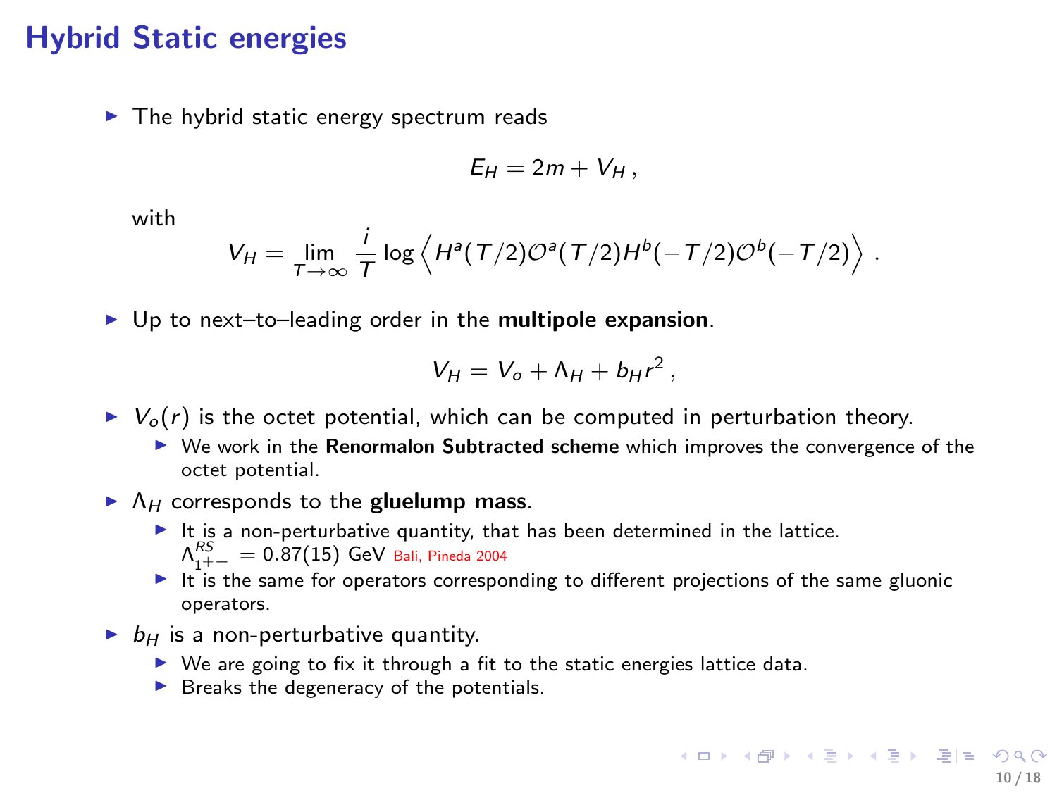# Hybrid Static energies

- The hybrid static energy spectrum reads

$$E_H = 2m + V_H \,,$$

with

$$V_H = \lim_{T\to\infty} \frac{i}{T} \log \left\langle H^a(T/2)\mathcal{O}^a(T/2)H^b(-T/2)\mathcal{O}^b(-T/2)\right\rangle \,.$$

- Up to next–to–leading order in the **multipole expansion**.

$$V_H = V_o + \Lambda_H + b_H r^2 \,,$$

- $V_o(r)$ is the octet potential, which can be computed in perturbation theory.
  - We work in the **Renormalon Subtracted scheme** which improves the convergence of the octet potential.
- $\Lambda_H$ corresponds to the **gluelump mass**.
  - It is a non-perturbative quantity, that has been determined in the lattice. $\Lambda^{RS}_{1^{+-}} = 0.87(15)$ GeV Bali, Pineda 2004
  - It is the same for operators corresponding to different projections of the same gluonic operators.
- $b_H$ is a non-perturbative quantity.
  - We are going to fix it through a fit to the static energies lattice data.
  - Breaks the degeneracy of the potentials.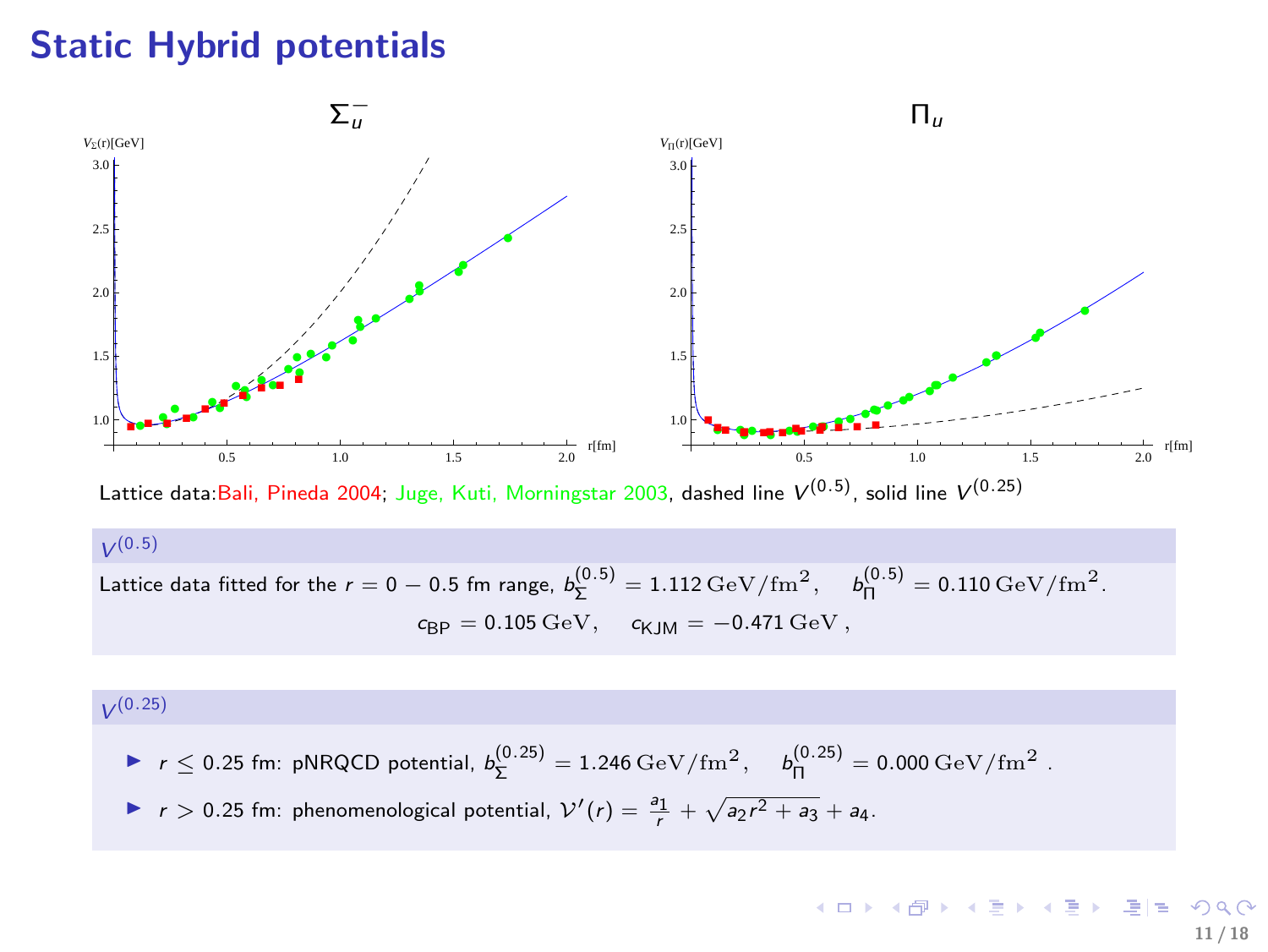# Static Hybrid potentials

Lattice data: Bali, Pineda 2004; Juge, Kuti, Morningstar 2003, dashed line $V^{(0.5)}$, solid line $V^{(0.25)}$

### $V^{(0.5)}$

Lattice data fitted for the $r = 0 - 0.5$ fm range, $b_{\Sigma}^{(0.5)} = 1.112\,\mathrm{GeV/fm^2}$, $\quad b_{\Pi}^{(0.5)} = 0.110\,\mathrm{GeV/fm^2}$.

$$c_{\mathrm{BP}} = 0.105\,\mathrm{GeV}, \quad c_{\mathrm{KJM}} = -0.471\,\mathrm{GeV}\,,$$

### $V^{(0.25)}$

- $r \leq 0.25$ fm: pNRQCD potential, $b_{\Sigma}^{(0.25)} = 1.246\,\mathrm{GeV/fm^2}$, $\quad b_{\Pi}^{(0.25)} = 0.000\,\mathrm{GeV/fm^2}$ .
- $r > 0.25$ fm: phenomenological potential, $\mathcal{V}'(r) = \frac{a_1}{r} + \sqrt{a_2 r^2 + a_3} + a_4$.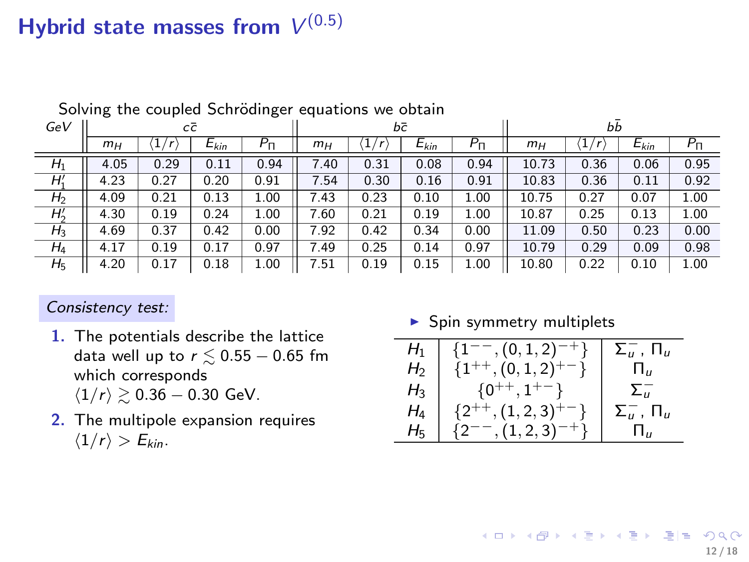# Hybrid state masses from $V^{(0.5)}$

Solving the coupled Schrödinger equations we obtain

| GeV | $c\bar{c}$ | | | | $b\bar{c}$ | | | | $b\bar{b}$ | | | |
|---|---|---|---|---|---|---|---|---|---|---|---|---|
| | $m_H$ | $\langle 1/r \rangle$ | $E_{kin}$ | $P_\Pi$ | $m_H$ | $\langle 1/r \rangle$ | $E_{kin}$ | $P_\Pi$ | $m_H$ | $\langle 1/r \rangle$ | $E_{kin}$ | $P_\Pi$ |
| $H_1$ | 4.05 | 0.29 | 0.11 | 0.94 | 7.40 | 0.31 | 0.08 | 0.94 | 10.73 | 0.36 | 0.06 | 0.95 |
| $H_1'$ | 4.23 | 0.27 | 0.20 | 0.91 | 7.54 | 0.30 | 0.16 | 0.91 | 10.83 | 0.36 | 0.11 | 0.92 |
| $H_2$ | 4.09 | 0.21 | 0.13 | 1.00 | 7.43 | 0.23 | 0.10 | 1.00 | 10.75 | 0.27 | 0.07 | 1.00 |
| $H_2'$ | 4.30 | 0.19 | 0.24 | 1.00 | 7.60 | 0.21 | 0.19 | 1.00 | 10.87 | 0.25 | 0.13 | 1.00 |
| $H_3$ | 4.69 | 0.37 | 0.42 | 0.00 | 7.92 | 0.42 | 0.34 | 0.00 | 11.09 | 0.50 | 0.23 | 0.00 |
| $H_4$ | 4.17 | 0.19 | 0.17 | 0.97 | 7.49 | 0.25 | 0.14 | 0.97 | 10.79 | 0.29 | 0.09 | 0.98 |
| $H_5$ | 4.20 | 0.17 | 0.18 | 1.00 | 7.51 | 0.19 | 0.15 | 1.00 | 10.80 | 0.22 | 0.10 | 1.00 |

*Consistency test:*

1. The potentials describe the lattice data well up to $r \lesssim 0.55 - 0.65$ fm which corresponds $\langle 1/r \rangle \gtrsim 0.36 - 0.30$ GeV.
2. The multipole expansion requires $\langle 1/r \rangle > E_{kin}$.

- Spin symmetry multiplets

| | | |
|---|---|---|
| $H_1$ | $\{1^{--}, (0,1,2)^{-+}\}$ | $\Sigma_u^-$, $\Pi_u$ |
| $H_2$ | $\{1^{++}, (0,1,2)^{+-}\}$ | $\Pi_u$ |
| $H_3$ | $\{0^{++}, 1^{+-}\}$ | $\Sigma_u^-$ |
| $H_4$ | $\{2^{++}, (1,2,3)^{+-}\}$ | $\Sigma_u^-$, $\Pi_u$ |
| $H_5$ | $\{2^{--}, (1,2,3)^{-+}\}$ | $\Pi_u$ |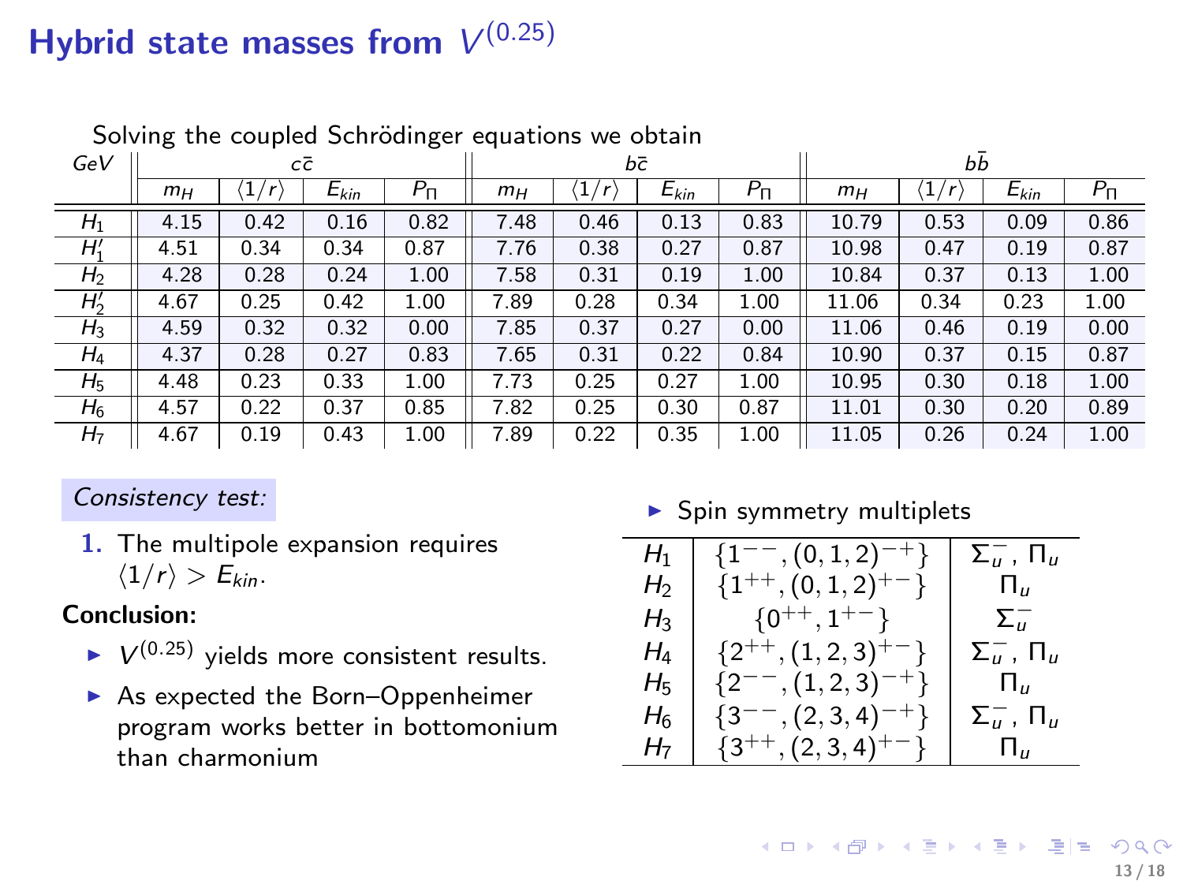# Hybrid state masses from $V^{(0.25)}$

Solving the coupled Schrödinger equations we obtain

| GeV | $c\bar{c}$ | | | | $b\bar{c}$ | | | | $b\bar{b}$ | | | |
|---|---|---|---|---|---|---|---|---|---|---|---|---|
| | $m_H$ | $\langle 1/r \rangle$ | $E_{kin}$ | $P_\Pi$ | $m_H$ | $\langle 1/r \rangle$ | $E_{kin}$ | $P_\Pi$ | $m_H$ | $\langle 1/r \rangle$ | $E_{kin}$ | $P_\Pi$ |
| $H_1$ | 4.15 | 0.42 | 0.16 | 0.82 | 7.48 | 0.46 | 0.13 | 0.83 | 10.79 | 0.53 | 0.09 | 0.86 |
| $H_1'$ | 4.51 | 0.34 | 0.34 | 0.87 | 7.76 | 0.38 | 0.27 | 0.87 | 10.98 | 0.47 | 0.19 | 0.87 |
| $H_2$ | 4.28 | 0.28 | 0.24 | 1.00 | 7.58 | 0.31 | 0.19 | 1.00 | 10.84 | 0.37 | 0.13 | 1.00 |
| $H_2'$ | 4.67 | 0.25 | 0.42 | 1.00 | 7.89 | 0.28 | 0.34 | 1.00 | 11.06 | 0.34 | 0.23 | 1.00 |
| $H_3$ | 4.59 | 0.32 | 0.32 | 0.00 | 7.85 | 0.37 | 0.27 | 0.00 | 11.06 | 0.46 | 0.19 | 0.00 |
| $H_4$ | 4.37 | 0.28 | 0.27 | 0.83 | 7.65 | 0.31 | 0.22 | 0.84 | 10.90 | 0.37 | 0.15 | 0.87 |
| $H_5$ | 4.48 | 0.23 | 0.33 | 1.00 | 7.73 | 0.25 | 0.27 | 1.00 | 10.95 | 0.30 | 0.18 | 1.00 |
| $H_6$ | 4.57 | 0.22 | 0.37 | 0.85 | 7.82 | 0.25 | 0.30 | 0.87 | 11.01 | 0.30 | 0.20 | 0.89 |
| $H_7$ | 4.67 | 0.19 | 0.43 | 1.00 | 7.89 | 0.22 | 0.35 | 1.00 | 11.05 | 0.26 | 0.24 | 1.00 |

*Consistency test:*

1. The multipole expansion requires $\langle 1/r \rangle > E_{kin}$.

**Conclusion:**

- $V^{(0.25)}$ yields more consistent results.
- As expected the Born–Oppenheimer program works better in bottomonium than charmonium

- Spin symmetry multiplets

| | | |
|---|---|---|
| $H_1$ | $\{1^{--}, (0,1,2)^{-+}\}$ | $\Sigma_u^-$, $\Pi_u$ |
| $H_2$ | $\{1^{++}, (0,1,2)^{+-}\}$ | $\Pi_u$ |
| $H_3$ | $\{0^{++}, 1^{+-}\}$ | $\Sigma_u^-$ |
| $H_4$ | $\{2^{++}, (1,2,3)^{+-}\}$ | $\Sigma_u^-$, $\Pi_u$ |
| $H_5$ | $\{2^{--}, (1,2,3)^{-+}\}$ | $\Pi_u$ |
| $H_6$ | $\{3^{--}, (2,3,4)^{-+}\}$ | $\Sigma_u^-$, $\Pi_u$ |
| $H_7$ | $\{3^{++}, (2,3,4)^{+-}\}$ | $\Pi_u$ |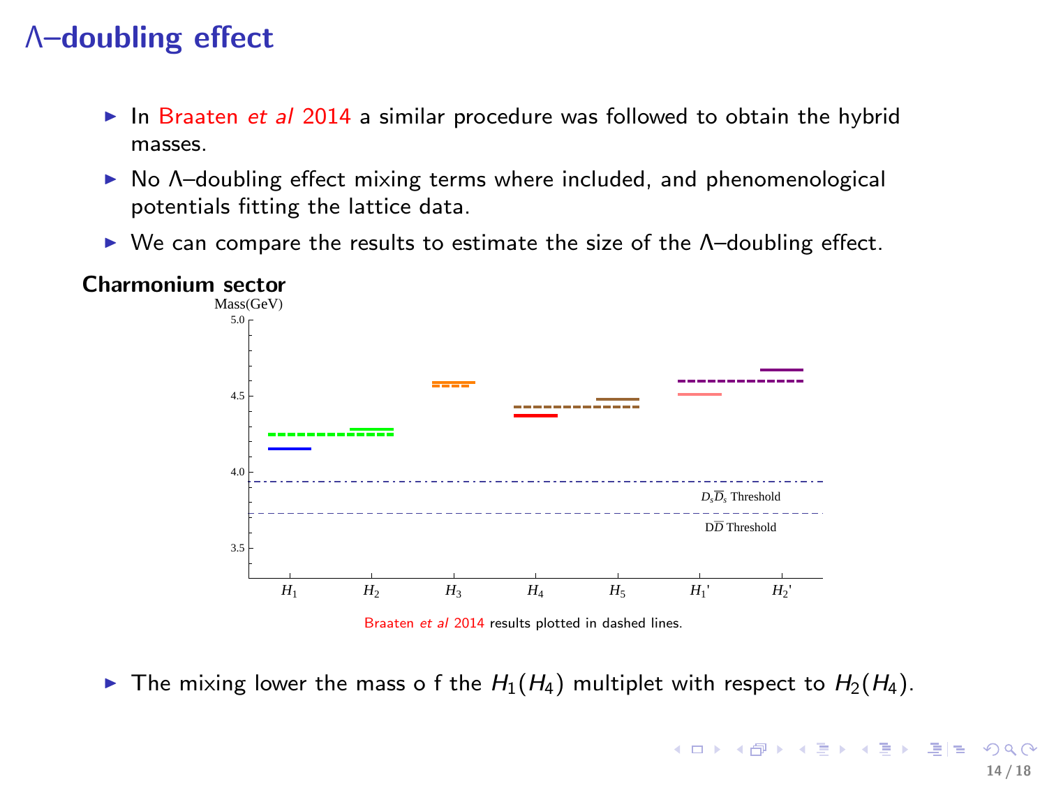# Λ–doubling effect

- In Braaten *et al* 2014 a similar procedure was followed to obtain the hybrid masses.
- No Λ–doubling effect mixing terms where included, and phenomenological potentials fitting the lattice data.
- We can compare the results to estimate the size of the Λ–doubling effect.

**Charmonium sector**

Braaten *et al* 2014 results plotted in dashed lines.

- The mixing lower the mass o f the $H_1(H_4)$ multiplet with respect to $H_2(H_4)$.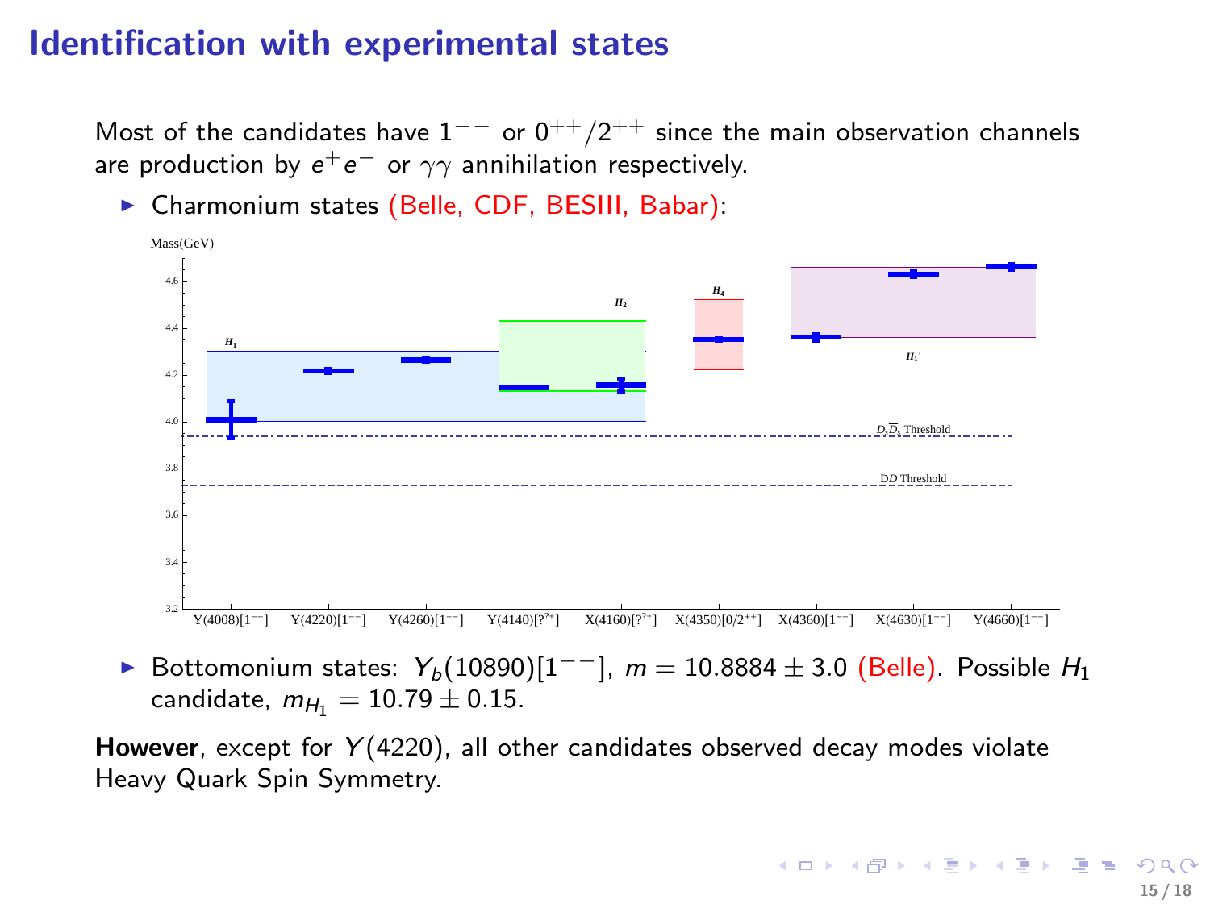# Identification with experimental states

Most of the candidates have $1^{--}$ or $0^{++}/2^{++}$ since the main observation channels are production by $e^+e^-$ or $\gamma\gamma$ annihilation respectively.

- Charmonium states (Belle, CDF, BESIII, Babar):

- Bottomonium states: $Y_b(10890)[1^{--}]$, $m = 10.8884 \pm 3.0$ (Belle). Possible $H_1$ candidate, $m_{H_1} = 10.79 \pm 0.15$.

**However**, except for $Y(4220)$, all other candidates observed decay modes violate Heavy Quark Spin Symmetry.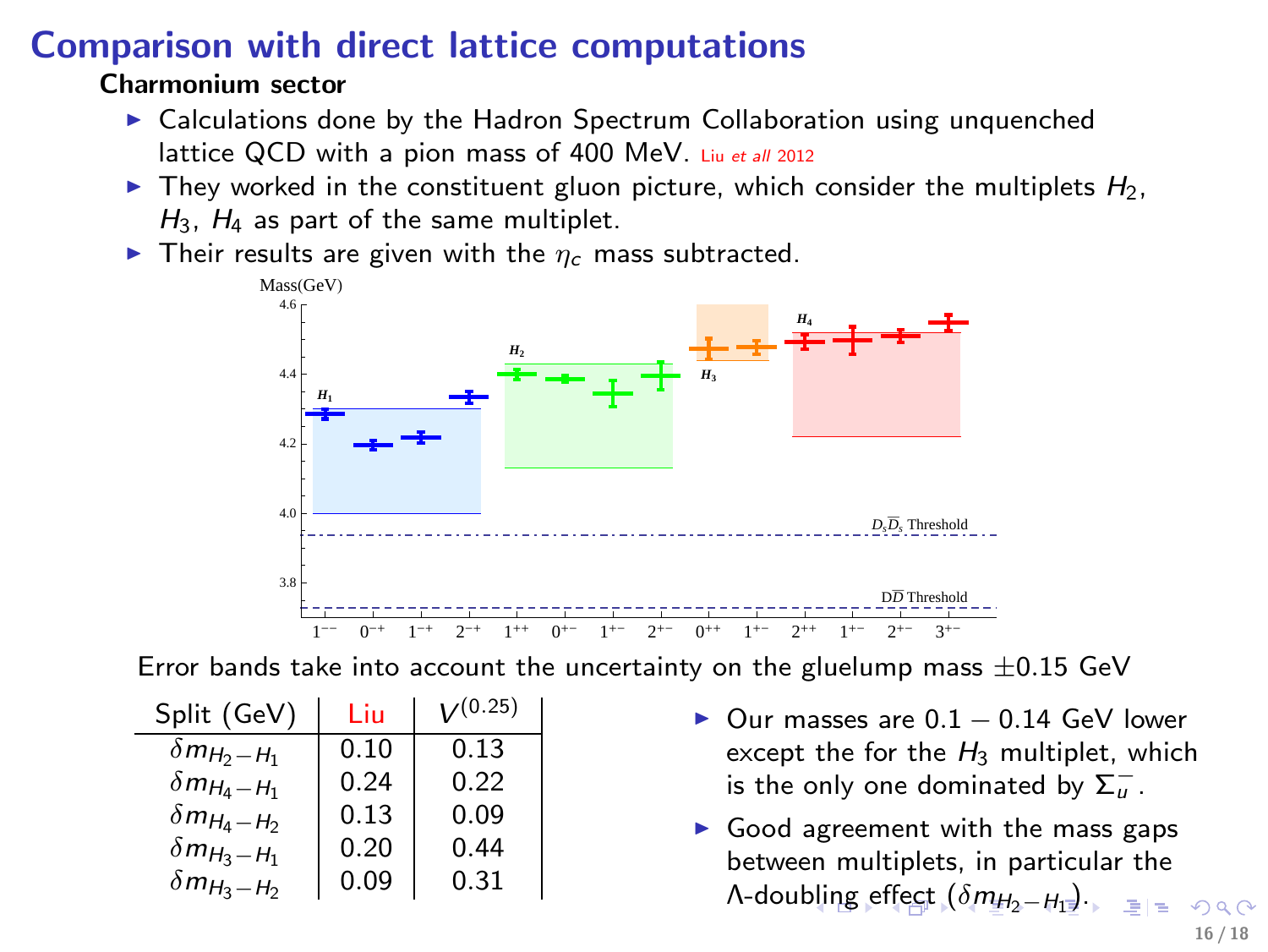# Comparison with direct lattice computations

**Charmonium sector**

- Calculations done by the Hadron Spectrum Collaboration using unquenched lattice QCD with a pion mass of 400 MeV. Liu *et all* 2012
- They worked in the constituent gluon picture, which consider the multiplets $H_2$, $H_3$, $H_4$ as part of the same multiplet.
- Their results are given with the $\eta_c$ mass subtracted.

Error bands take into account the uncertainty on the gluelump mass $\pm 0.15$ GeV

| Split (GeV) | Liu | $V^{(0.25)}$ |
|---|---|---|
| $\delta m_{H_2-H_1}$ | 0.10 | 0.13 |
| $\delta m_{H_4-H_1}$ | 0.24 | 0.22 |
| $\delta m_{H_4-H_2}$ | 0.13 | 0.09 |
| $\delta m_{H_3-H_1}$ | 0.20 | 0.44 |
| $\delta m_{H_3-H_2}$ | 0.09 | 0.31 |

- Our masses are $0.1 - 0.14$ GeV lower except the for the $H_3$ multiplet, which is the only one dominated by $\Sigma_u^-$.
- Good agreement with the mass gaps between multiplets, in particular the $\Lambda$-doubling effect ($\delta m_{H_2-H_1}$).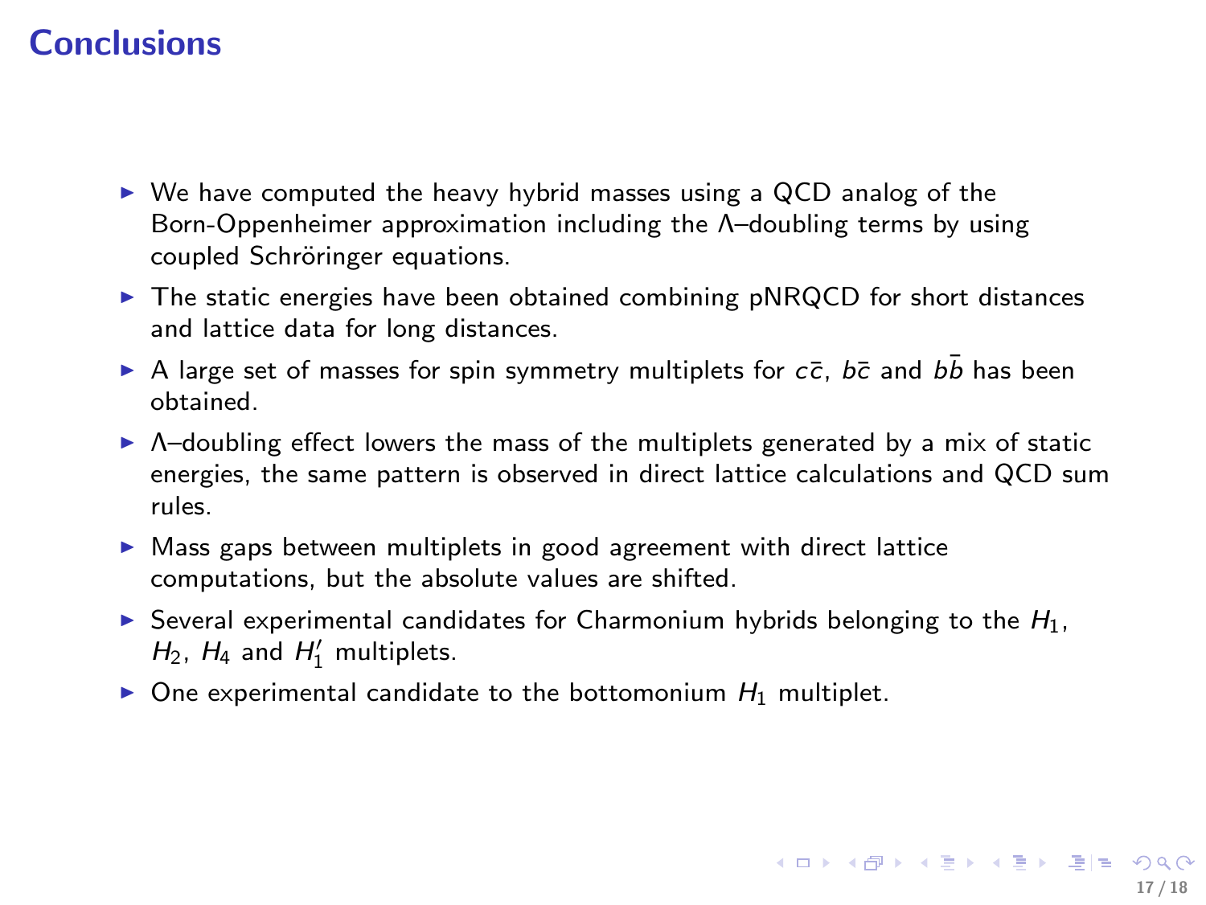# Conclusions

- We have computed the heavy hybrid masses using a QCD analog of the Born-Oppenheimer approximation including the $\Lambda$–doubling terms by using coupled Schröringer equations.
- The static energies have been obtained combining pNRQCD for short distances and lattice data for long distances.
- A large set of masses for spin symmetry multiplets for $c\bar{c}$, $b\bar{c}$ and $b\bar{b}$ has been obtained.
- $\Lambda$–doubling effect lowers the mass of the multiplets generated by a mix of static energies, the same pattern is observed in direct lattice calculations and QCD sum rules.
- Mass gaps between multiplets in good agreement with direct lattice computations, but the absolute values are shifted.
- Several experimental candidates for Charmonium hybrids belonging to the $H_1$, $H_2$, $H_4$ and $H_1'$ multiplets.
- One experimental candidate to the bottomonium $H_1$ multiplet.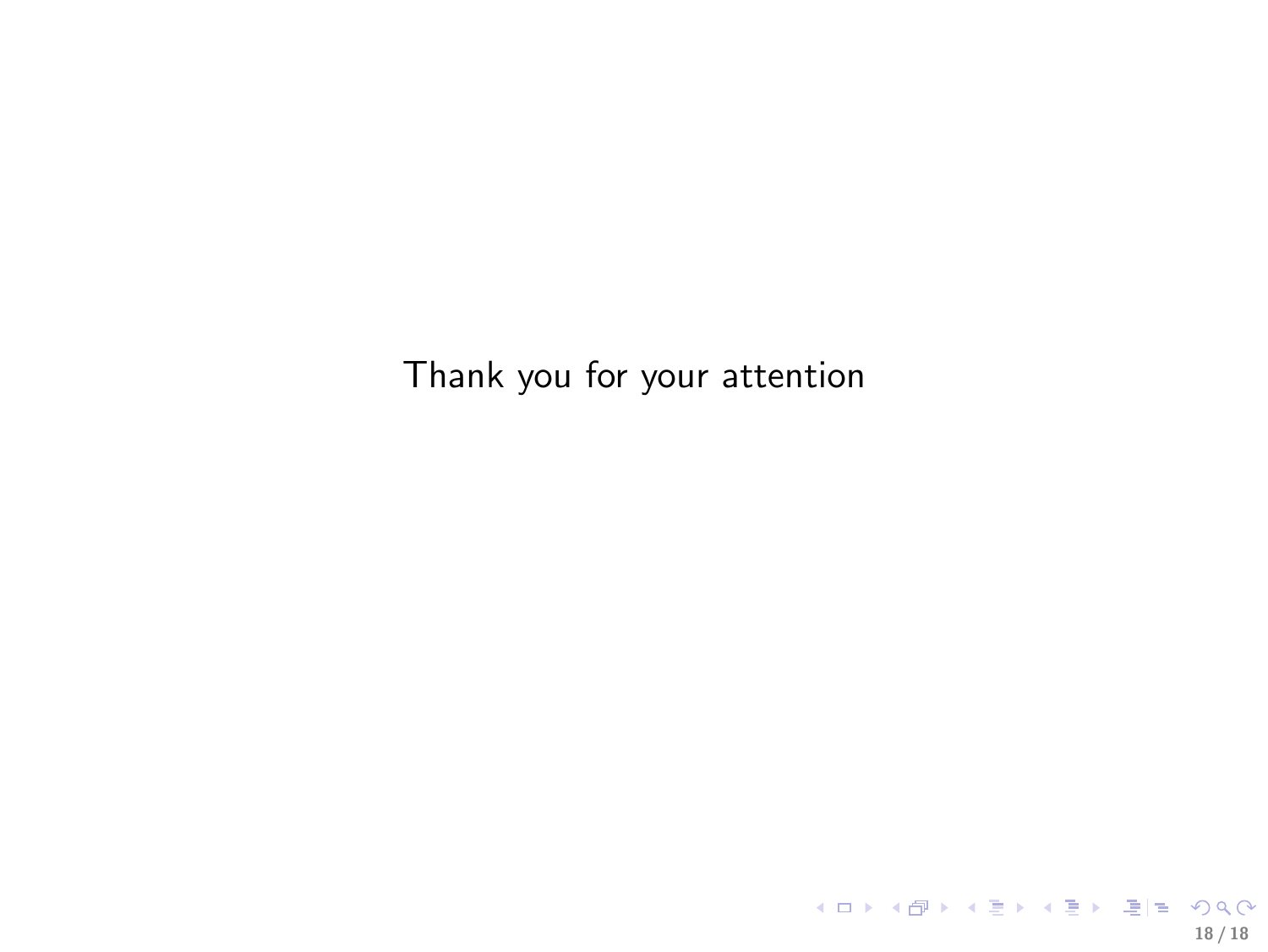Thank you for your attention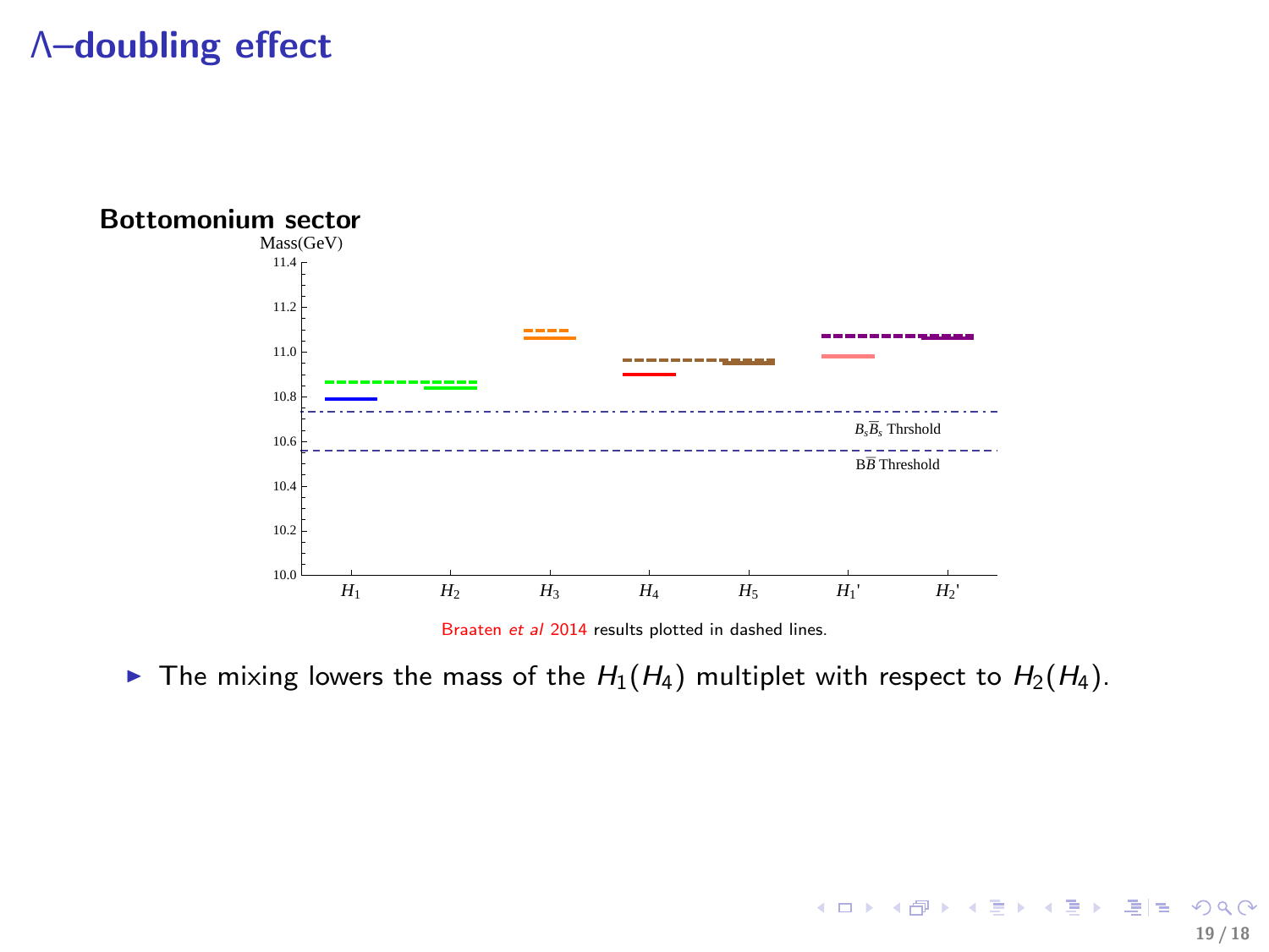# Λ–doubling effect

**Bottomonium sector**

Mass(GeV)

11.4

11.2

11.0

10.8

10.6

10.4

10.2

10.0

$B_s\bar{B}_s$ Thrshold

$B\bar{B}$ Threshold

$H_1$ $H_2$ $H_3$ $H_4$ $H_5$ $H_1'$ $H_2'$

Braaten *et al* 2014 results plotted in dashed lines.

- The mixing lowers the mass of the $H_1(H_4)$ multiplet with respect to $H_2(H_4)$.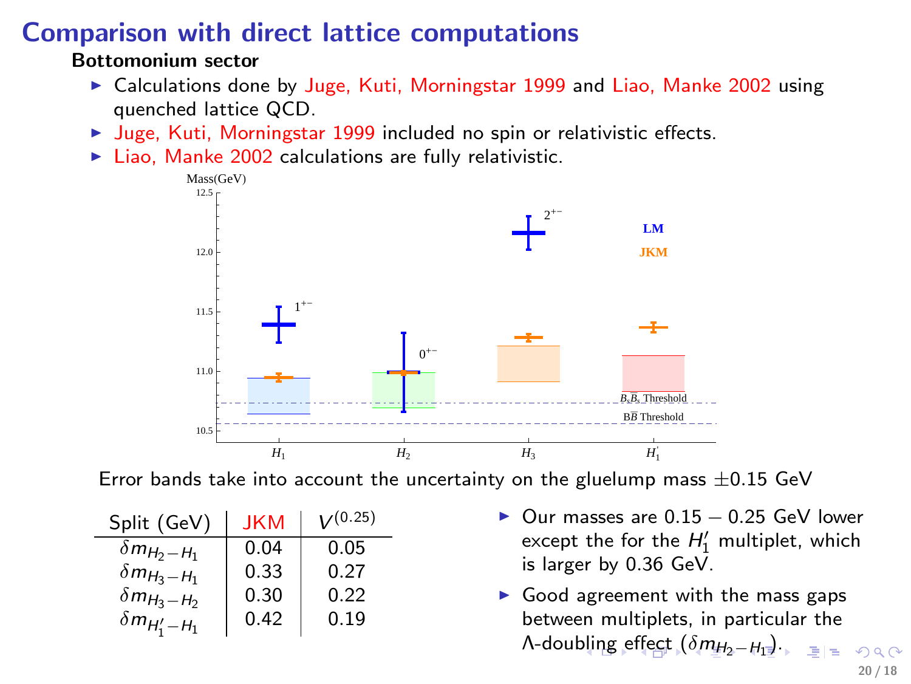# Comparison with direct lattice computations

**Bottomonium sector**

- Calculations done by Juge, Kuti, Morningstar 1999 and Liao, Manke 2002 using quenched lattice QCD.
- Juge, Kuti, Morningstar 1999 included no spin or relativistic effects.
- Liao, Manke 2002 calculations are fully relativistic.

Error bands take into account the uncertainty on the gluelump mass $\pm 0.15$ GeV

| Split (GeV) | JKM | $V^{(0.25)}$ |
|---|---|---|
| $\delta m_{H_2-H_1}$ | 0.04 | 0.05 |
| $\delta m_{H_3-H_1}$ | 0.33 | 0.27 |
| $\delta m_{H_3-H_2}$ | 0.30 | 0.22 |
| $\delta m_{H_1'-H_1}$ | 0.42 | 0.19 |

- Our masses are $0.15 - 0.25$ GeV lower except the for the $H_1'$ multiplet, which is larger by 0.36 GeV.
- Good agreement with the mass gaps between multiplets, in particular the $\Lambda$-doubling effect ($\delta m_{H_2-H_1}$).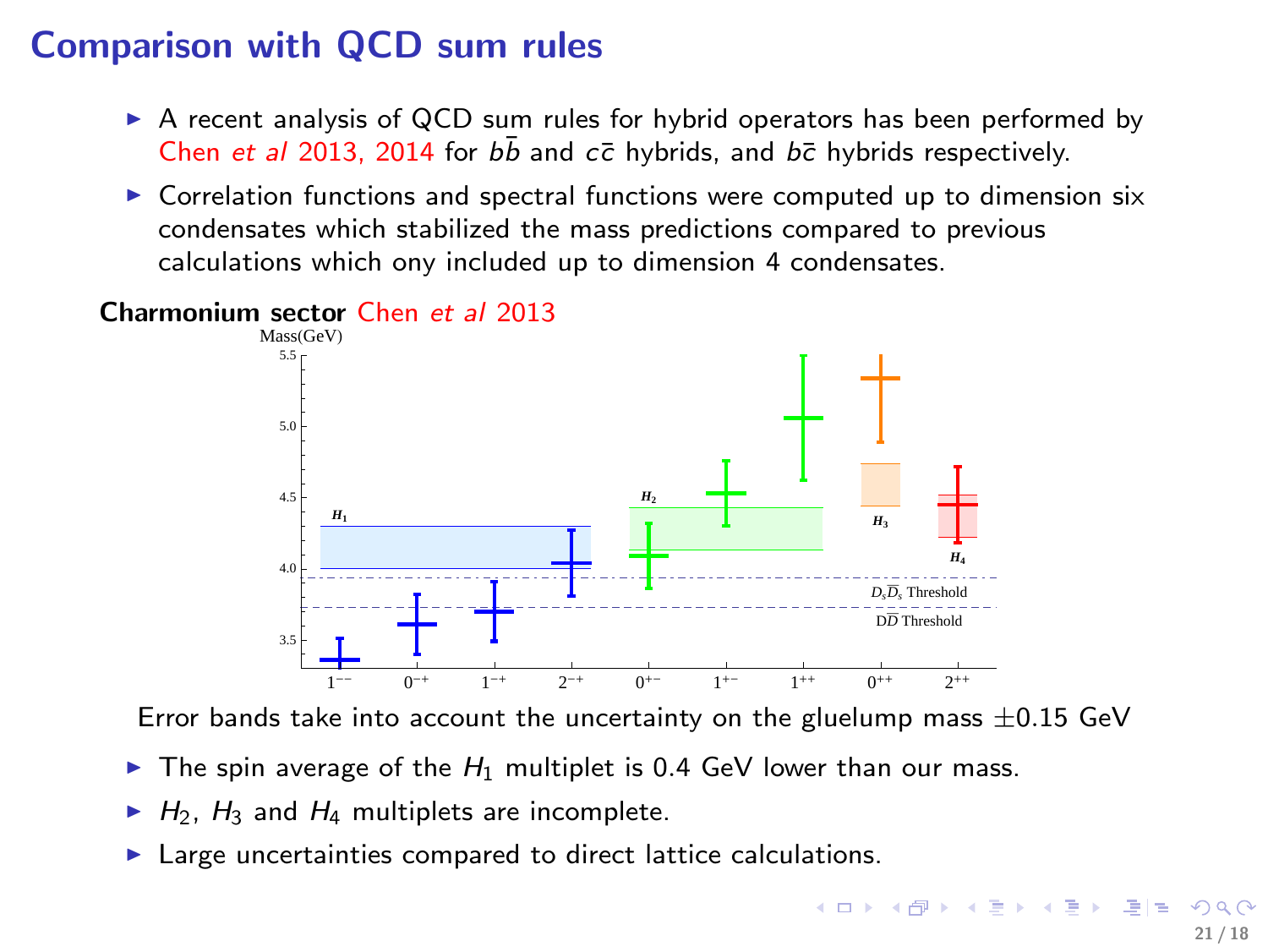# Comparison with QCD sum rules

- A recent analysis of QCD sum rules for hybrid operators has been performed by Chen *et al* 2013, 2014 for $b\bar{b}$ and $c\bar{c}$ hybrids, and $b\bar{c}$ hybrids respectively.
- Correlation functions and spectral functions were computed up to dimension six condensates which stabilized the mass predictions compared to previous calculations which ony included up to dimension 4 condensates.

**Charmonium sector** Chen *et al* 2013

Error bands take into account the uncertainty on the gluelump mass $\pm 0.15$ GeV

- The spin average of the $H_1$ multiplet is 0.4 GeV lower than our mass.
- $H_2$, $H_3$ and $H_4$ multiplets are incomplete.
- Large uncertainties compared to direct lattice calculations.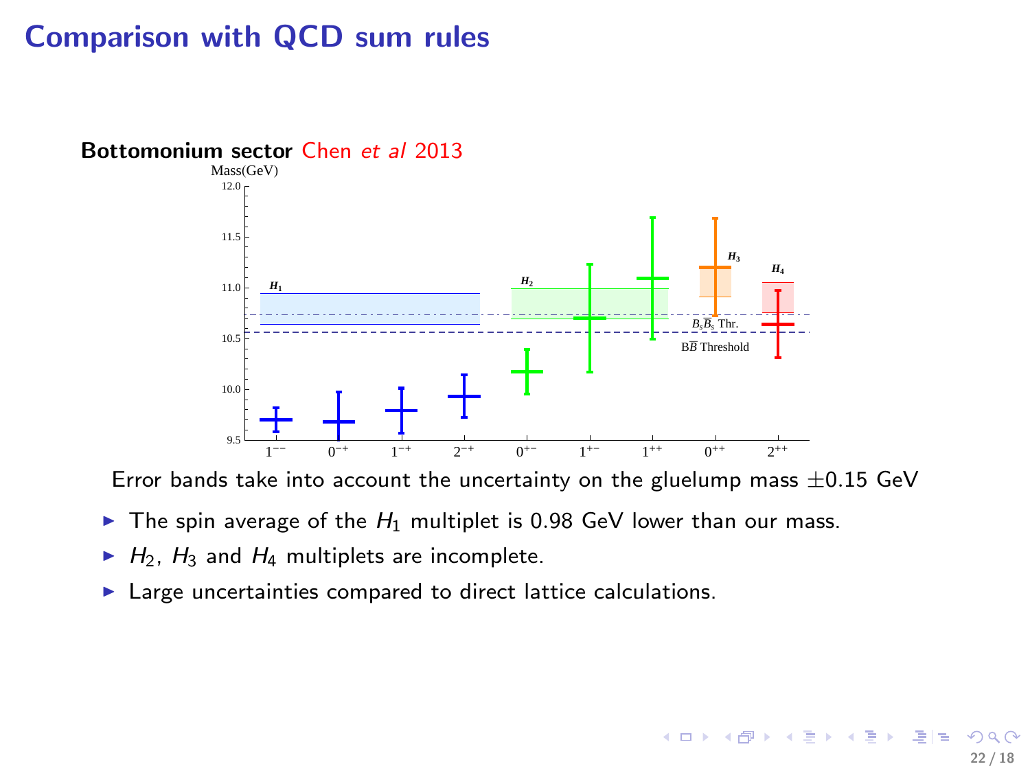# Comparison with QCD sum rules

**Bottomonium sector** Chen *et al* 2013

Mass(GeV)

12.0

11.5

11.0

10.5

10.0

9.5

$H_1$

$H_2$

$H_3$

$H_4$

$B_s\bar{B}_s$ Thr.

$B\bar{B}$ Threshold

$1^{--}$ $0^{-+}$ $1^{-+}$ $2^{-+}$ $0^{+-}$ $1^{+-}$ $1^{++}$ $0^{++}$ $2^{++}$

Error bands take into account the uncertainty on the gluelump mass $\pm 0.15$ GeV

- The spin average of the $H_1$ multiplet is 0.98 GeV lower than our mass.
- $H_2$, $H_3$ and $H_4$ multiplets are incomplete.
- Large uncertainties compared to direct lattice calculations.